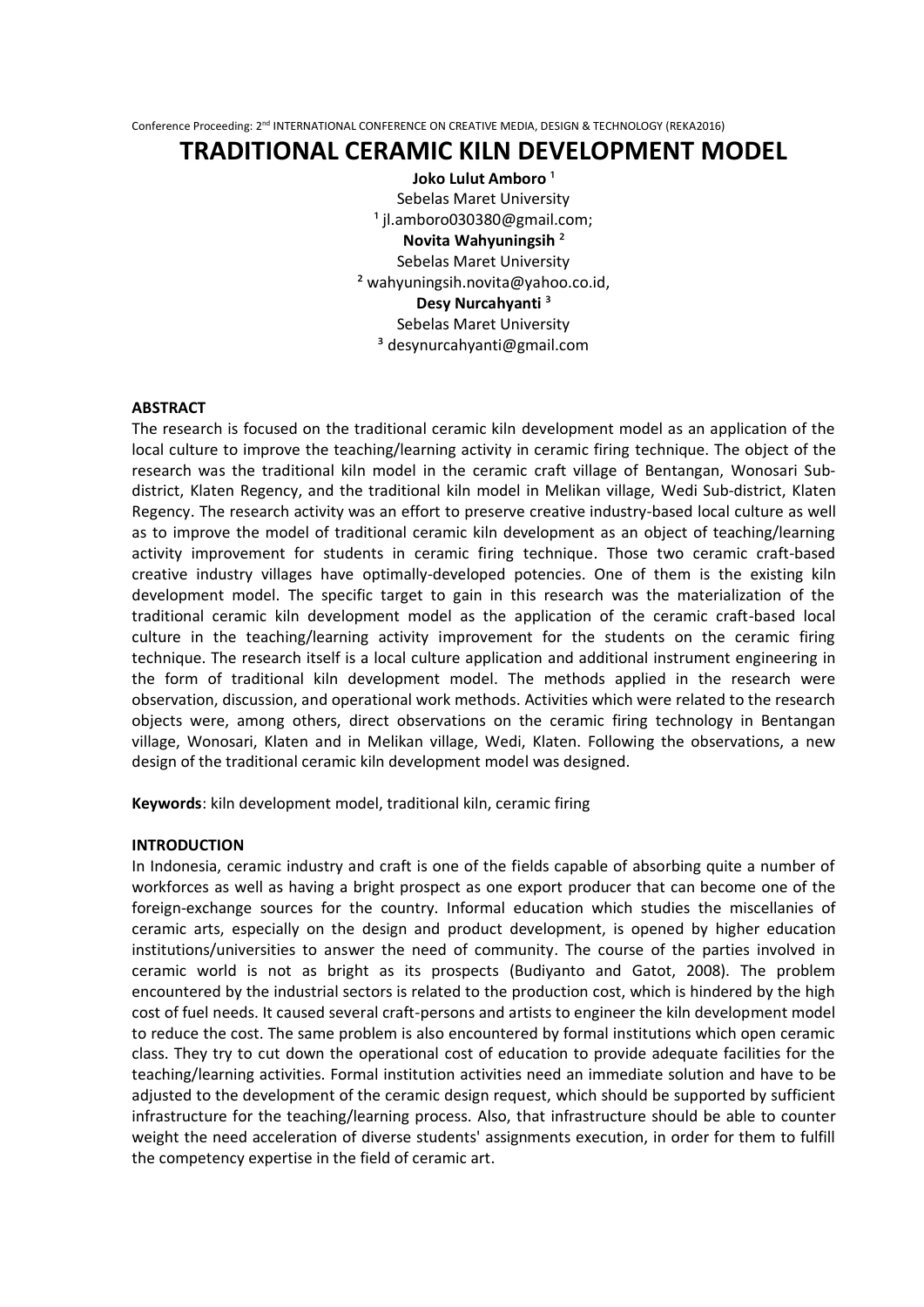# TRADITIONAL CERAMIC KILN DEVELOPMENT MODEL

**Joko Lulut Amboro** [1]
Sebelas Maret University
[1] jl.amboro030380@gmail.com;

**Novita Wahyuningsih** [2]
Sebelas Maret University
[2] wahyuningsih.novita@yahoo.co.id,

**Desy Nurcahyanti** [3]
Sebelas Maret University
[3] desynurcahyanti@gmail.com

## ABSTRACT

The research is focused on the traditional ceramic kiln development model as an application of the local culture to improve the teaching/learning activity in ceramic firing technique. The object of the research was the traditional kiln model in the ceramic craft village of Bentangan, Wonosari Sub-district, Klaten Regency, and the traditional kiln model in Melikan village, Wedi Sub-district, Klaten Regency. The research activity was an effort to preserve creative industry-based local culture as well as to improve the model of traditional ceramic kiln development as an object of teaching/learning activity improvement for students in ceramic firing technique. Those two ceramic craft-based creative industry villages have optimally-developed potencies. One of them is the existing kiln development model. The specific target to gain in this research was the materialization of the traditional ceramic kiln development model as the application of the ceramic craft-based local culture in the teaching/learning activity improvement for the students on the ceramic firing technique. The research itself is a local culture application and additional instrument engineering in the form of traditional kiln development model. The methods applied in the research were observation, discussion, and operational work methods. Activities which were related to the research objects were, among others, direct observations on the ceramic firing technology in Bentangan village, Wonosari, Klaten and in Melikan village, Wedi, Klaten. Following the observations, a new design of the traditional ceramic kiln development model was designed.

**Keywords**: kiln development model, traditional kiln, ceramic firing

## INTRODUCTION

In Indonesia, ceramic industry and craft is one of the fields capable of absorbing quite a number of workforces as well as having a bright prospect as one export producer that can become one of the foreign-exchange sources for the country. Informal education which studies the miscellanies of ceramic arts, especially on the design and product development, is opened by higher education institutions/universities to answer the need of community. The course of the parties involved in ceramic world is not as bright as its prospects (Budiyanto and Gatot, 2008). The problem encountered by the industrial sectors is related to the production cost, which is hindered by the high cost of fuel needs. It caused several craft-persons and artists to engineer the kiln development model to reduce the cost. The same problem is also encountered by formal institutions which open ceramic class. They try to cut down the operational cost of education to provide adequate facilities for the teaching/learning activities. Formal institution activities need an immediate solution and have to be adjusted to the development of the ceramic design request, which should be supported by sufficient infrastructure for the teaching/learning process. Also, that infrastructure should be able to counter weight the need acceleration of diverse students' assignments execution, in order for them to fulfill the competency expertise in the field of ceramic art.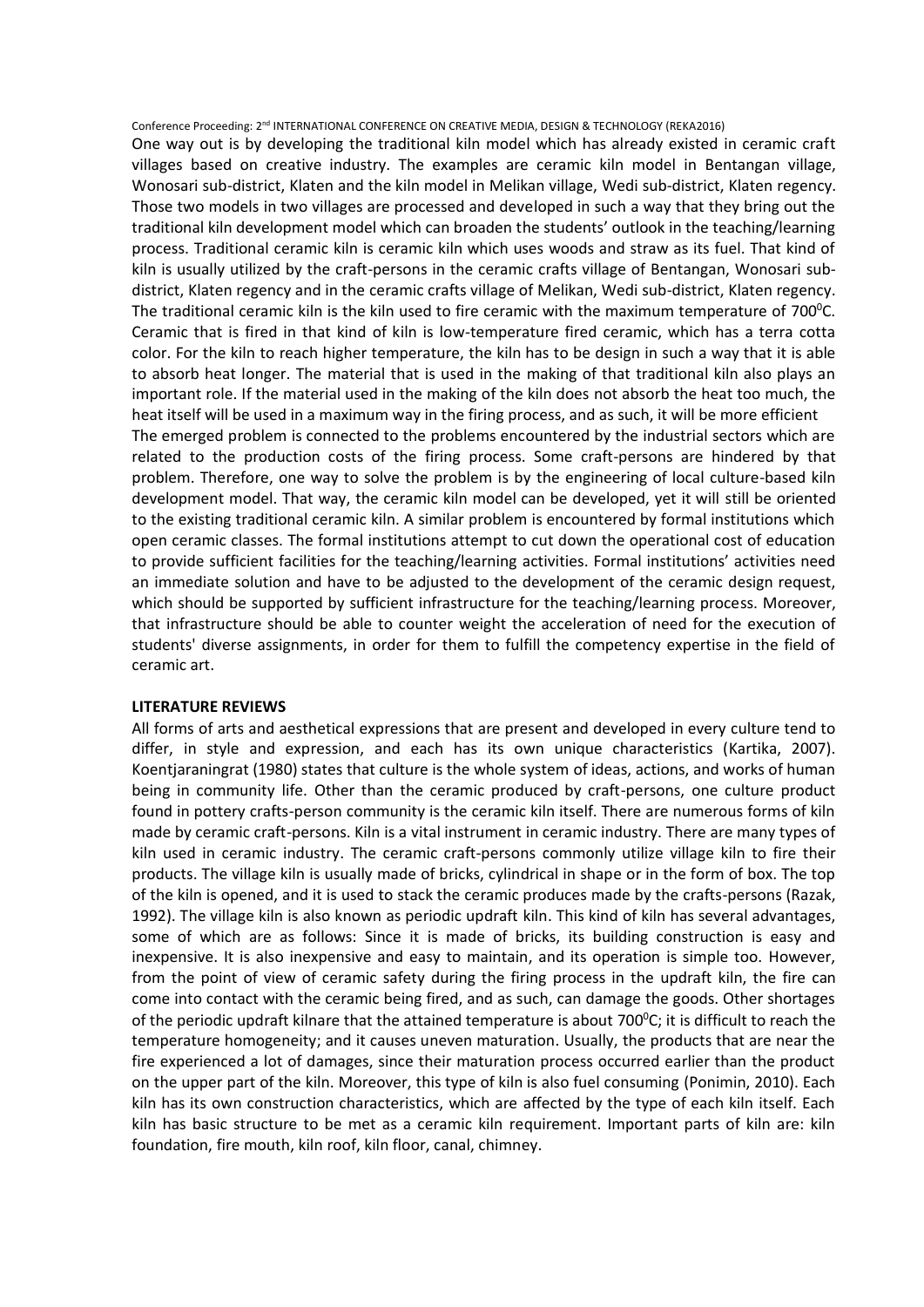One way out is by developing the traditional kiln model which has already existed in ceramic craft villages based on creative industry. The examples are ceramic kiln model in Bentangan village, Wonosari sub-district, Klaten and the kiln model in Melikan village, Wedi sub-district, Klaten regency. Those two models in two villages are processed and developed in such a way that they bring out the traditional kiln development model which can broaden the students' outlook in the teaching/learning process. Traditional ceramic kiln is ceramic kiln which uses woods and straw as its fuel. That kind of kiln is usually utilized by the craft-persons in the ceramic crafts village of Bentangan, Wonosari sub-district, Klaten regency and in the ceramic crafts village of Melikan, Wedi sub-district, Klaten regency. The traditional ceramic kiln is the kiln used to fire ceramic with the maximum temperature of $700^0$C. Ceramic that is fired in that kind of kiln is low-temperature fired ceramic, which has a terra cotta color. For the kiln to reach higher temperature, the kiln has to be design in such a way that it is able to absorb heat longer. The material that is used in the making of that traditional kiln also plays an important role. If the material used in the making of the kiln does not absorb the heat too much, the heat itself will be used in a maximum way in the firing process, and as such, it will be more efficient

The emerged problem is connected to the problems encountered by the industrial sectors which are related to the production costs of the firing process. Some craft-persons are hindered by that problem. Therefore, one way to solve the problem is by the engineering of local culture-based kiln development model. That way, the ceramic kiln model can be developed, yet it will still be oriented to the existing traditional ceramic kiln. A similar problem is encountered by formal institutions which open ceramic classes. The formal institutions attempt to cut down the operational cost of education to provide sufficient facilities for the teaching/learning activities. Formal institutions' activities need an immediate solution and have to be adjusted to the development of the ceramic design request, which should be supported by sufficient infrastructure for the teaching/learning process. Moreover, that infrastructure should be able to counter weight the acceleration of need for the execution of students' diverse assignments, in order for them to fulfill the competency expertise in the field of ceramic art.

## LITERATURE REVIEWS

All forms of arts and aesthetical expressions that are present and developed in every culture tend to differ, in style and expression, and each has its own unique characteristics (Kartika, 2007). Koentjaraningrat (1980) states that culture is the whole system of ideas, actions, and works of human being in community life. Other than the ceramic produced by craft-persons, one culture product found in pottery crafts-person community is the ceramic kiln itself. There are numerous forms of kiln made by ceramic craft-persons. Kiln is a vital instrument in ceramic industry. There are many types of kiln used in ceramic industry. The ceramic craft-persons commonly utilize village kiln to fire their products. The village kiln is usually made of bricks, cylindrical in shape or in the form of box. The top of the kiln is opened, and it is used to stack the ceramic produces made by the crafts-persons (Razak, 1992). The village kiln is also known as periodic updraft kiln. This kind of kiln has several advantages, some of which are as follows: Since it is made of bricks, its building construction is easy and inexpensive. It is also inexpensive and easy to maintain, and its operation is simple too. However, from the point of view of ceramic safety during the firing process in the updraft kiln, the fire can come into contact with the ceramic being fired, and as such, can damage the goods. Other shortages of the periodic updraft kilnare that the attained temperature is about $700^0$C; it is difficult to reach the temperature homogeneity; and it causes uneven maturation. Usually, the products that are near the fire experienced a lot of damages, since their maturation process occurred earlier than the product on the upper part of the kiln. Moreover, this type of kiln is also fuel consuming (Ponimin, 2010). Each kiln has its own construction characteristics, which are affected by the type of each kiln itself. Each kiln has basic structure to be met as a ceramic kiln requirement. Important parts of kiln are: kiln foundation, fire mouth, kiln roof, kiln floor, canal, chimney.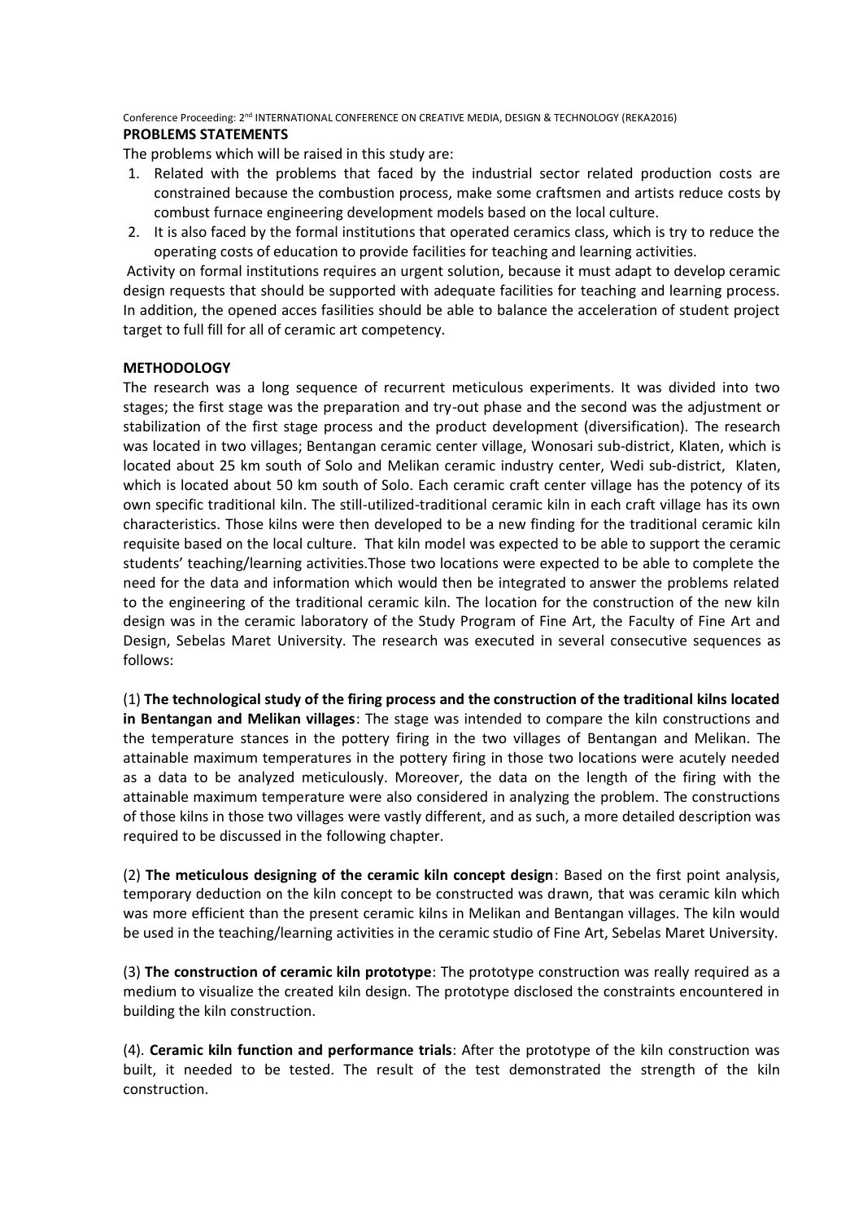## PROBLEMS STATEMENTS

The problems which will be raised in this study are:

1. Related with the problems that faced by the industrial sector related production costs are constrained because the combustion process, make some craftsmen and artists reduce costs by combust furnace engineering development models based on the local culture.
2. It is also faced by the formal institutions that operated ceramics class, which is try to reduce the operating costs of education to provide facilities for teaching and learning activities.

Activity on formal institutions requires an urgent solution, because it must adapt to develop ceramic design requests that should be supported with adequate facilities for teaching and learning process. In addition, the opened acces fasilities should be able to balance the acceleration of student project target to full fill for all of ceramic art competency.

## METHODOLOGY

The research was a long sequence of recurrent meticulous experiments. It was divided into two stages; the first stage was the preparation and try-out phase and the second was the adjustment or stabilization of the first stage process and the product development (diversification). The research was located in two villages; Bentangan ceramic center village, Wonosari sub-district, Klaten, which is located about 25 km south of Solo and Melikan ceramic industry center, Wedi sub-district, Klaten, which is located about 50 km south of Solo. Each ceramic craft center village has the potency of its own specific traditional kiln. The still-utilized-traditional ceramic kiln in each craft village has its own characteristics. Those kilns were then developed to be a new finding for the traditional ceramic kiln requisite based on the local culture. That kiln model was expected to be able to support the ceramic students' teaching/learning activities.Those two locations were expected to be able to complete the need for the data and information which would then be integrated to answer the problems related to the engineering of the traditional ceramic kiln. The location for the construction of the new kiln design was in the ceramic laboratory of the Study Program of Fine Art, the Faculty of Fine Art and Design, Sebelas Maret University. The research was executed in several consecutive sequences as follows:

(1) **The technological study of the firing process and the construction of the traditional kilns located in Bentangan and Melikan villages**: The stage was intended to compare the kiln constructions and the temperature stances in the pottery firing in the two villages of Bentangan and Melikan. The attainable maximum temperatures in the pottery firing in those two locations were acutely needed as a data to be analyzed meticulously. Moreover, the data on the length of the firing with the attainable maximum temperature were also considered in analyzing the problem. The constructions of those kilns in those two villages were vastly different, and as such, a more detailed description was required to be discussed in the following chapter.

(2) **The meticulous designing of the ceramic kiln concept design**: Based on the first point analysis, temporary deduction on the kiln concept to be constructed was drawn, that was ceramic kiln which was more efficient than the present ceramic kilns in Melikan and Bentangan villages. The kiln would be used in the teaching/learning activities in the ceramic studio of Fine Art, Sebelas Maret University.

(3) **The construction of ceramic kiln prototype**: The prototype construction was really required as a medium to visualize the created kiln design. The prototype disclosed the constraints encountered in building the kiln construction.

(4). **Ceramic kiln function and performance trials**: After the prototype of the kiln construction was built, it needed to be tested. The result of the test demonstrated the strength of the kiln construction.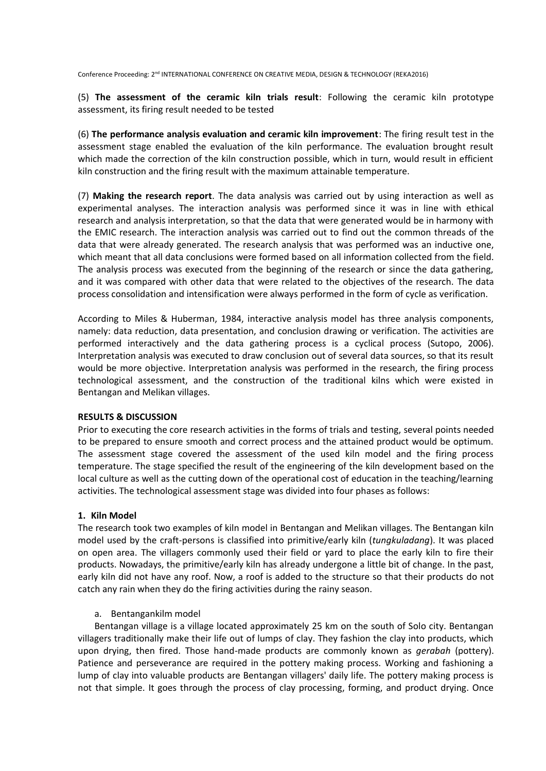(5) **The assessment of the ceramic kiln trials result**: Following the ceramic kiln prototype assessment, its firing result needed to be tested

(6) **The performance analysis evaluation and ceramic kiln improvement**: The firing result test in the assessment stage enabled the evaluation of the kiln performance. The evaluation brought result which made the correction of the kiln construction possible, which in turn, would result in efficient kiln construction and the firing result with the maximum attainable temperature.

(7) **Making the research report**. The data analysis was carried out by using interaction as well as experimental analyses. The interaction analysis was performed since it was in line with ethical research and analysis interpretation, so that the data that were generated would be in harmony with the EMIC research. The interaction analysis was carried out to find out the common threads of the data that were already generated. The research analysis that was performed was an inductive one, which meant that all data conclusions were formed based on all information collected from the field. The analysis process was executed from the beginning of the research or since the data gathering, and it was compared with other data that were related to the objectives of the research. The data process consolidation and intensification were always performed in the form of cycle as verification.

According to Miles & Huberman, 1984, interactive analysis model has three analysis components, namely: data reduction, data presentation, and conclusion drawing or verification. The activities are performed interactively and the data gathering process is a cyclical process (Sutopo, 2006). Interpretation analysis was executed to draw conclusion out of several data sources, so that its result would be more objective. Interpretation analysis was performed in the research, the firing process technological assessment, and the construction of the traditional kilns which were existed in Bentangan and Melikan villages.

## RESULTS & DISCUSSION

Prior to executing the core research activities in the forms of trials and testing, several points needed to be prepared to ensure smooth and correct process and the attained product would be optimum. The assessment stage covered the assessment of the used kiln model and the firing process temperature. The stage specified the result of the engineering of the kiln development based on the local culture as well as the cutting down of the operational cost of education in the teaching/learning activities. The technological assessment stage was divided into four phases as follows:

### 1. Kiln Model

The research took two examples of kiln model in Bentangan and Melikan villages. The Bentangan kiln model used by the craft-persons is classified into primitive/early kiln (*tungkuladang*). It was placed on open area. The villagers commonly used their field or yard to place the early kiln to fire their products. Nowadays, the primitive/early kiln has already undergone a little bit of change. In the past, early kiln did not have any roof. Now, a roof is added to the structure so that their products do not catch any rain when they do the firing activities during the rainy season.

a. Bentangankilm model

Bentangan village is a village located approximately 25 km on the south of Solo city. Bentangan villagers traditionally make their life out of lumps of clay. They fashion the clay into products, which upon drying, then fired. Those hand-made products are commonly known as *gerabah* (pottery). Patience and perseverance are required in the pottery making process. Working and fashioning a lump of clay into valuable products are Bentangan villagers' daily life. The pottery making process is not that simple. It goes through the process of clay processing, forming, and product drying. Once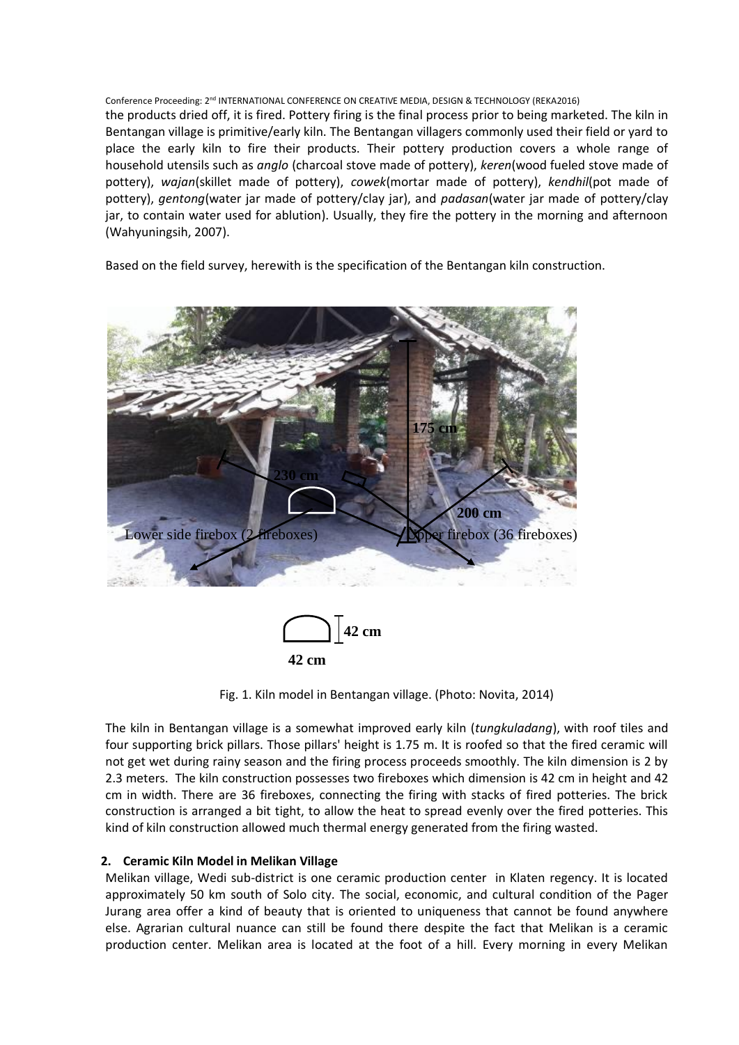the products dried off, it is fired. Pottery firing is the final process prior to being marketed. The kiln in Bentangan village is primitive/early kiln. The Bentangan villagers commonly used their field or yard to place the early kiln to fire their products. Their pottery production covers a whole range of household utensils such as *anglo* (charcoal stove made of pottery), *keren*(wood fueled stove made of pottery), *wajan*(skillet made of pottery), *cowek*(mortar made of pottery), *kendhil*(pot made of pottery), *gentong*(water jar made of pottery/clay jar), and *padasan*(water jar made of pottery/clay jar, to contain water used for ablution). Usually, they fire the pottery in the morning and afternoon (Wahyuningsih, 2007).

Based on the field survey, herewith is the specification of the Bentangan kiln construction.

Fig. 1. Kiln model in Bentangan village. (Photo: Novita, 2014)

The kiln in Bentangan village is a somewhat improved early kiln (*tungkuladang*), with roof tiles and four supporting brick pillars. Those pillars' height is 1.75 m. It is roofed so that the fired ceramic will not get wet during rainy season and the firing process proceeds smoothly. The kiln dimension is 2 by 2.3 meters. The kiln construction possesses two fireboxes which dimension is 42 cm in height and 42 cm in width. There are 36 fireboxes, connecting the firing with stacks of fired potteries. The brick construction is arranged a bit tight, to allow the heat to spread evenly over the fired potteries. This kind of kiln construction allowed much thermal energy generated from the firing wasted.

**2. Ceramic Kiln Model in Melikan Village**

Melikan village, Wedi sub-district is one ceramic production center in Klaten regency. It is located approximately 50 km south of Solo city. The social, economic, and cultural condition of the Pager Jurang area offer a kind of beauty that is oriented to uniqueness that cannot be found anywhere else. Agrarian cultural nuance can still be found there despite the fact that Melikan is a ceramic production center. Melikan area is located at the foot of a hill. Every morning in every Melikan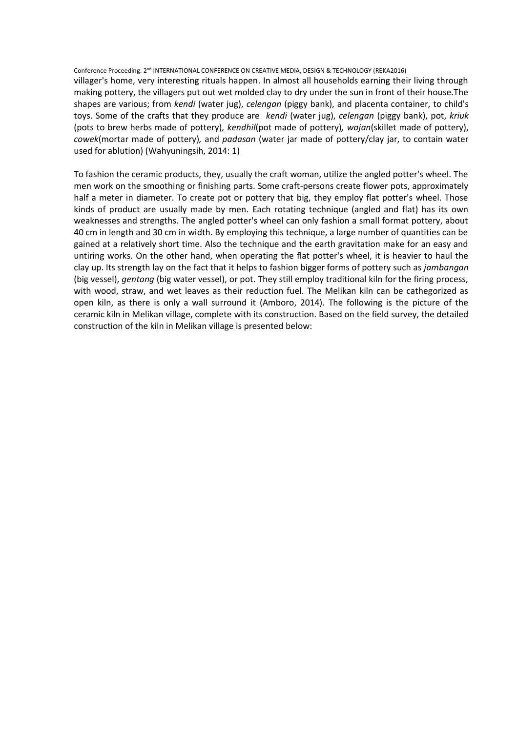villager's home, very interesting rituals happen. In almost all households earning their living through making pottery, the villagers put out wet molded clay to dry under the sun in front of their house.The shapes are various; from *kendi* (water jug), *celengan* (piggy bank), and placenta container, to child's toys. Some of the crafts that they produce are *kendi* (water jug), *celengan* (piggy bank), pot, *kriuk* (pots to brew herbs made of pottery)*, kendhil*(pot made of pottery)*, wajan*(skillet made of pottery), *cowek*(mortar made of pottery)*,* and *padasan* (water jar made of pottery/clay jar, to contain water used for ablution) (Wahyuningsih, 2014: 1)

To fashion the ceramic products, they, usually the craft woman, utilize the angled potter's wheel. The men work on the smoothing or finishing parts. Some craft-persons create flower pots, approximately half a meter in diameter. To create pot or pottery that big, they employ flat potter's wheel. Those kinds of product are usually made by men. Each rotating technique (angled and flat) has its own weaknesses and strengths. The angled potter's wheel can only fashion a small format pottery, about 40 cm in length and 30 cm in width. By employing this technique, a large number of quantities can be gained at a relatively short time. Also the technique and the earth gravitation make for an easy and untiring works. On the other hand, when operating the flat potter's wheel, it is heavier to haul the clay up. Its strength lay on the fact that it helps to fashion bigger forms of pottery such as *jambangan* (big vessel), *gentong* (big water vessel), or pot. They still employ traditional kiln for the firing process, with wood, straw, and wet leaves as their reduction fuel. The Melikan kiln can be cathegorized as open kiln, as there is only a wall surround it (Amboro, 2014). The following is the picture of the ceramic kiln in Melikan village, complete with its construction. Based on the field survey, the detailed construction of the kiln in Melikan village is presented below: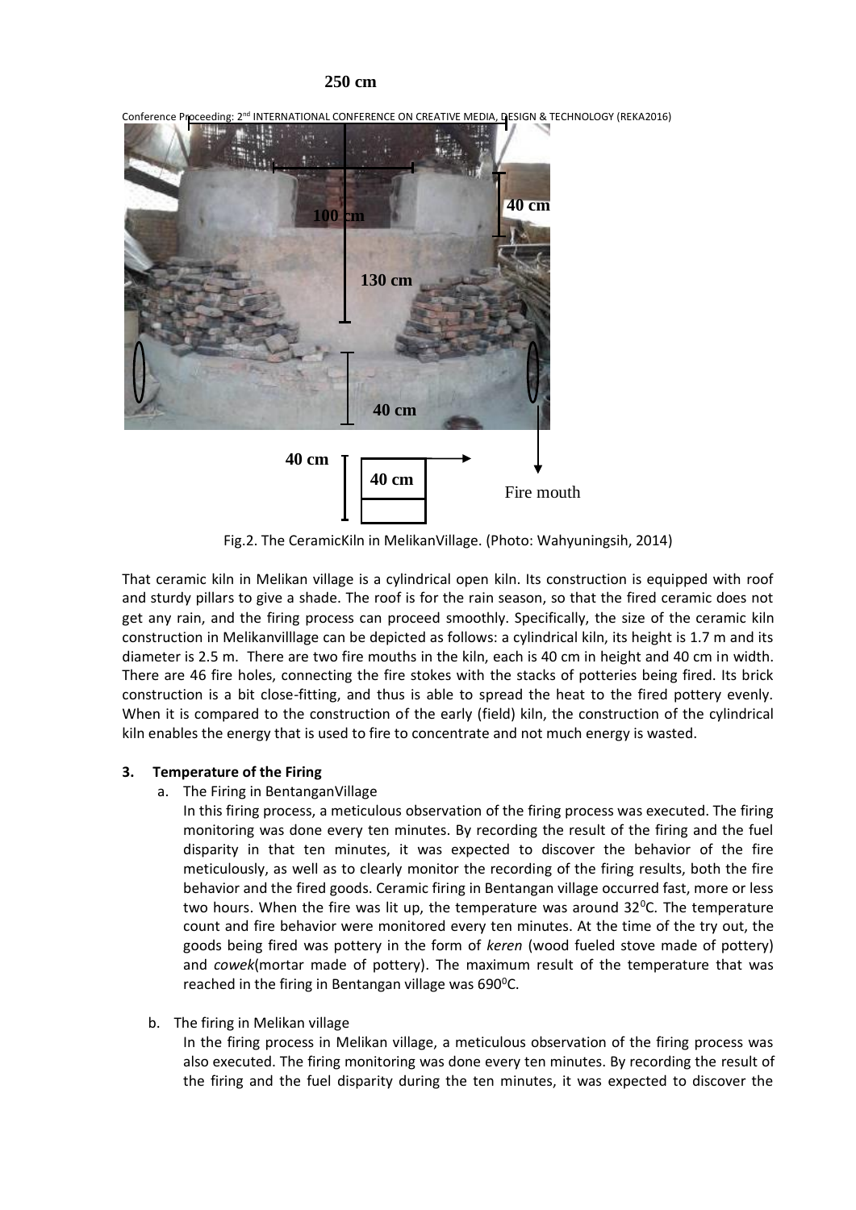Fig.2. The CeramicKiln in MelikanVillage. (Photo: Wahyuningsih, 2014)

That ceramic kiln in Melikan village is a cylindrical open kiln. Its construction is equipped with roof and sturdy pillars to give a shade. The roof is for the rain season, so that the fired ceramic does not get any rain, and the firing process can proceed smoothly. Specifically, the size of the ceramic kiln construction in Melikanvilllage can be depicted as follows: a cylindrical kiln, its height is 1.7 m and its diameter is 2.5 m. There are two fire mouths in the kiln, each is 40 cm in height and 40 cm in width. There are 46 fire holes, connecting the fire stokes with the stacks of potteries being fired. Its brick construction is a bit close-fitting, and thus is able to spread the heat to the fired pottery evenly. When it is compared to the construction of the early (field) kiln, the construction of the cylindrical kiln enables the energy that is used to fire to concentrate and not much energy is wasted.

### 3. Temperature of the Firing

a. The Firing in BentanganVillage

In this firing process, a meticulous observation of the firing process was executed. The firing monitoring was done every ten minutes. By recording the result of the firing and the fuel disparity in that ten minutes, it was expected to discover the behavior of the fire meticulously, as well as to clearly monitor the recording of the firing results, both the fire behavior and the fired goods. Ceramic firing in Bentangan village occurred fast, more or less two hours. When the fire was lit up, the temperature was around 32$^0$C. The temperature count and fire behavior were monitored every ten minutes. At the time of the try out, the goods being fired was pottery in the form of *keren* (wood fueled stove made of pottery) and *cowek*(mortar made of pottery). The maximum result of the temperature that was reached in the firing in Bentangan village was 690$^0$C.

b. The firing in Melikan village

In the firing process in Melikan village, a meticulous observation of the firing process was also executed. The firing monitoring was done every ten minutes. By recording the result of the firing and the fuel disparity during the ten minutes, it was expected to discover the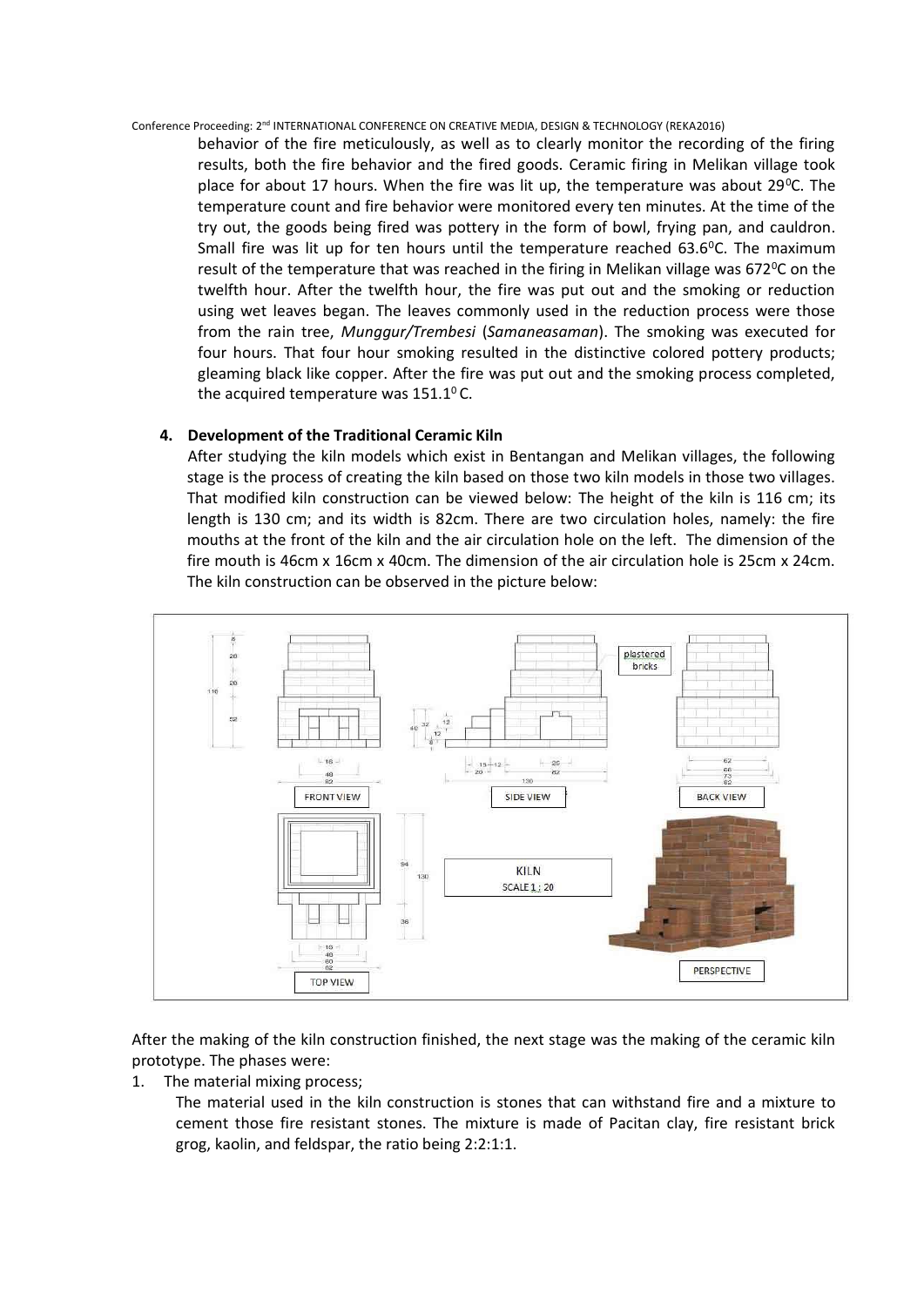behavior of the fire meticulously, as well as to clearly monitor the recording of the firing results, both the fire behavior and the fired goods. Ceramic firing in Melikan village took place for about 17 hours. When the fire was lit up, the temperature was about 29$^0$C. The temperature count and fire behavior were monitored every ten minutes. At the time of the try out, the goods being fired was pottery in the form of bowl, frying pan, and cauldron. Small fire was lit up for ten hours until the temperature reached 63.6$^0$C. The maximum result of the temperature that was reached in the firing in Melikan village was 672$^0$C on the twelfth hour. After the twelfth hour, the fire was put out and the smoking or reduction using wet leaves began. The leaves commonly used in the reduction process were those from the rain tree, *Munggur/Trembesi* (*Samaneasaman*). The smoking was executed for four hours. That four hour smoking resulted in the distinctive colored pottery products; gleaming black like copper. After the fire was put out and the smoking process completed, the acquired temperature was 151.1$^0$ C.

**4. Development of the Traditional Ceramic Kiln**

After studying the kiln models which exist in Bentangan and Melikan villages, the following stage is the process of creating the kiln based on those two kiln models in those two villages. That modified kiln construction can be viewed below: The height of the kiln is 116 cm; its length is 130 cm; and its width is 82cm. There are two circulation holes, namely: the fire mouths at the front of the kiln and the air circulation hole on the left. The dimension of the fire mouth is 46cm x 16cm x 40cm. The dimension of the air circulation hole is 25cm x 24cm. The kiln construction can be observed in the picture below:

After the making of the kiln construction finished, the next stage was the making of the ceramic kiln prototype. The phases were:

1. The material mixing process;

   The material used in the kiln construction is stones that can withstand fire and a mixture to cement those fire resistant stones. The mixture is made of Pacitan clay, fire resistant brick grog, kaolin, and feldspar, the ratio being 2:2:1:1.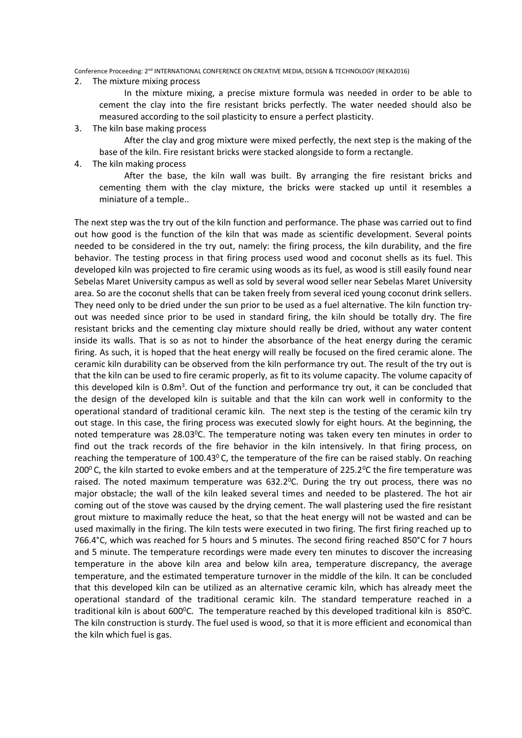2. The mixture mixing process

   In the mixture mixing, a precise mixture formula was needed in order to be able to cement the clay into the fire resistant bricks perfectly. The water needed should also be measured according to the soil plasticity to ensure a perfect plasticity.

3. The kiln base making process

   After the clay and grog mixture were mixed perfectly, the next step is the making of the base of the kiln. Fire resistant bricks were stacked alongside to form a rectangle.

4. The kiln making process

   After the base, the kiln wall was built. By arranging the fire resistant bricks and cementing them with the clay mixture, the bricks were stacked up until it resembles a miniature of a temple..

The next step was the try out of the kiln function and performance. The phase was carried out to find out how good is the function of the kiln that was made as scientific development. Several points needed to be considered in the try out, namely: the firing process, the kiln durability, and the fire behavior. The testing process in that firing process used wood and coconut shells as its fuel. This developed kiln was projected to fire ceramic using woods as its fuel, as wood is still easily found near Sebelas Maret University campus as well as sold by several wood seller near Sebelas Maret University area. So are the coconut shells that can be taken freely from several iced young coconut drink sellers. They need only to be dried under the sun prior to be used as a fuel alternative. The kiln function try-out was needed since prior to be used in standard firing, the kiln should be totally dry. The fire resistant bricks and the cementing clay mixture should really be dried, without any water content inside its walls. That is so as not to hinder the absorbance of the heat energy during the ceramic firing. As such, it is hoped that the heat energy will really be focused on the fired ceramic alone. The ceramic kiln durability can be observed from the kiln performance try out. The result of the try out is that the kiln can be used to fire ceramic properly, as fit to its volume capacity. The volume capacity of this developed kiln is $0.8m^3$. Out of the function and performance try out, it can be concluded that the design of the developed kiln is suitable and that the kiln can work well in conformity to the operational standard of traditional ceramic kiln. The next step is the testing of the ceramic kiln try out stage. In this case, the firing process was executed slowly for eight hours. At the beginning, the noted temperature was $28.03^0$C. The temperature noting was taken every ten minutes in order to find out the track records of the fire behavior in the kiln intensively. In that firing process, on reaching the temperature of $100.43^0$ C, the temperature of the fire can be raised stably. On reaching $200^0$ C, the kiln started to evoke embers and at the temperature of $225.2^0$C the fire temperature was raised. The noted maximum temperature was $632.2^0$C. During the try out process, there was no major obstacle; the wall of the kiln leaked several times and needed to be plastered. The hot air coming out of the stove was caused by the drying cement. The wall plastering used the fire resistant grout mixture to maximally reduce the heat, so that the heat energy will not be wasted and can be used maximally in the firing. The kiln tests were executed in two firing. The first firing reached up to 766.4°C, which was reached for 5 hours and 5 minutes. The second firing reached 850°C for 7 hours and 5 minute. The temperature recordings were made every ten minutes to discover the increasing temperature in the above kiln area and below kiln area, temperature discrepancy, the average temperature, and the estimated temperature turnover in the middle of the kiln. It can be concluded that this developed kiln can be utilized as an alternative ceramic kiln, which has already meet the operational standard of the traditional ceramic kiln. The standard temperature reached in a traditional kiln is about $600^0$C. The temperature reached by this developed traditional kiln is $850^0$C. The kiln construction is sturdy. The fuel used is wood, so that it is more efficient and economical than the kiln which fuel is gas.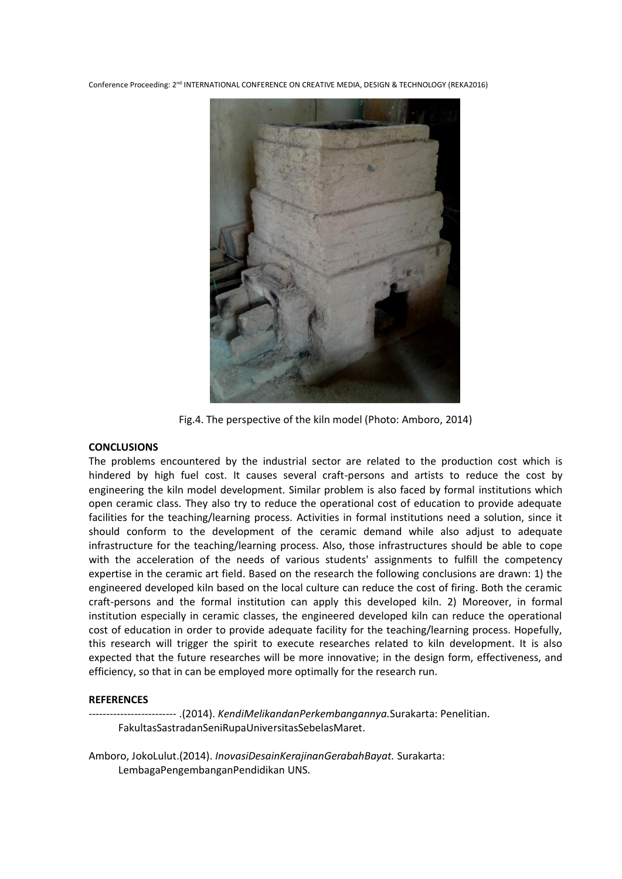Fig.4. The perspective of the kiln model (Photo: Amboro, 2014)

## CONCLUSIONS

The problems encountered by the industrial sector are related to the production cost which is hindered by high fuel cost. It causes several craft-persons and artists to reduce the cost by engineering the kiln model development. Similar problem is also faced by formal institutions which open ceramic class. They also try to reduce the operational cost of education to provide adequate facilities for the teaching/learning process. Activities in formal institutions need a solution, since it should conform to the development of the ceramic demand while also adjust to adequate infrastructure for the teaching/learning process. Also, those infrastructures should be able to cope with the acceleration of the needs of various students' assignments to fulfill the competency expertise in the ceramic art field. Based on the research the following conclusions are drawn: 1) the engineered developed kiln based on the local culture can reduce the cost of firing. Both the ceramic craft-persons and the formal institution can apply this developed kiln. 2) Moreover, in formal institution especially in ceramic classes, the engineered developed kiln can reduce the operational cost of education in order to provide adequate facility for the teaching/learning process. Hopefully, this research will trigger the spirit to execute researches related to kiln development. It is also expected that the future researches will be more innovative; in the design form, effectiveness, and efficiency, so that in can be employed more optimally for the research run.

## REFERENCES

------------------------- .(2014). *KendiMelikandanPerkembangannya.*Surakarta: Penelitian. FakultasSastradanSeniRupaUniversitasSebelasMaret.

Amboro, JokoLulut.(2014). *InovasiDesainKerajinanGerabahBayat.* Surakarta: LembagaPengembanganPendidikan UNS.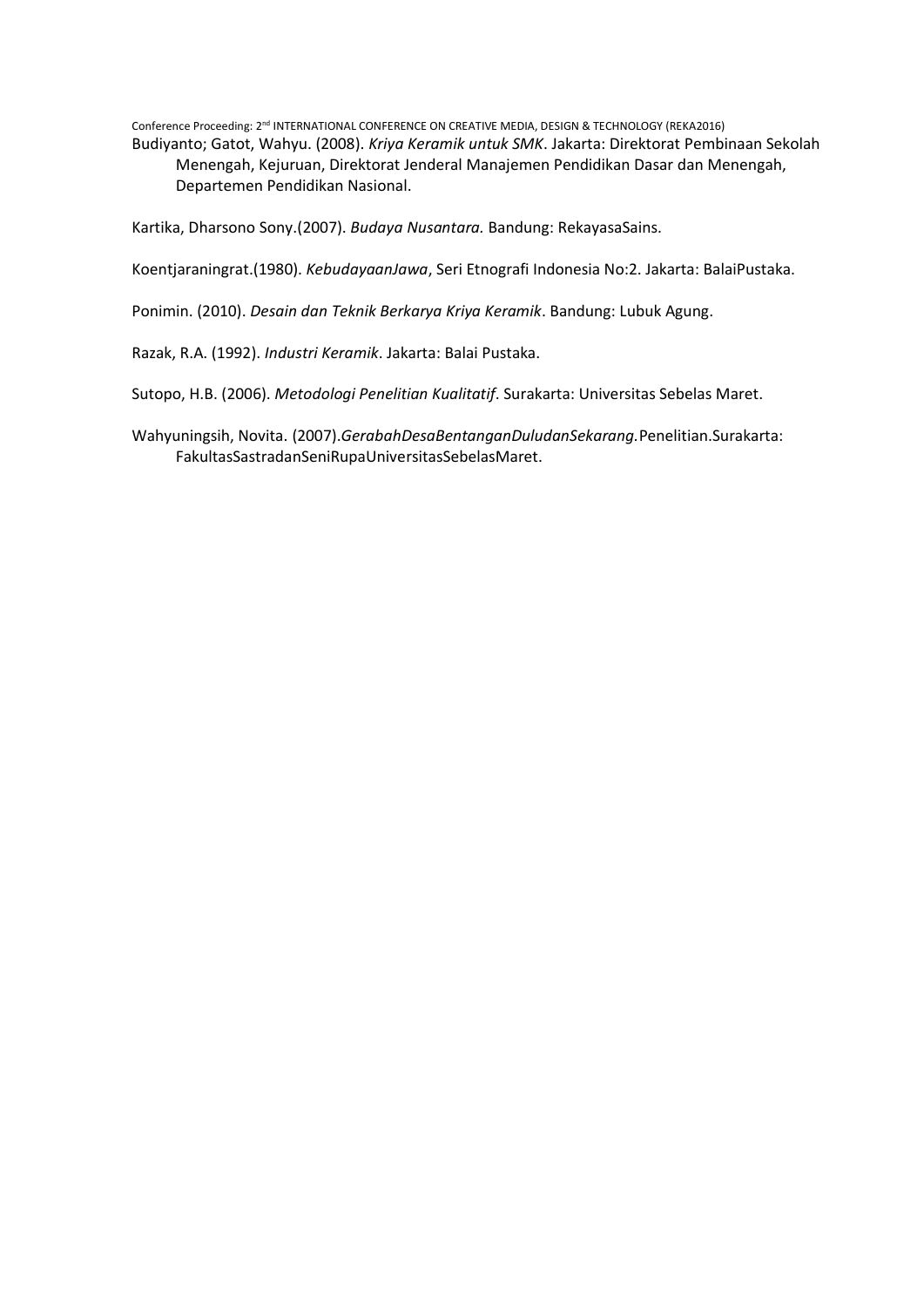Budiyanto; Gatot, Wahyu. (2008). *Kriya Keramik untuk SMK*. Jakarta: Direktorat Pembinaan Sekolah Menengah, Kejuruan, Direktorat Jenderal Manajemen Pendidikan Dasar dan Menengah, Departemen Pendidikan Nasional.

Kartika, Dharsono Sony.(2007). *Budaya Nusantara.* Bandung: RekayasaSains.

Koentjaraningrat.(1980). *KebudayaanJawa*, Seri Etnografi Indonesia No:2. Jakarta: BalaiPustaka.

Ponimin. (2010). *Desain dan Teknik Berkarya Kriya Keramik*. Bandung: Lubuk Agung.

Razak, R.A. (1992). *Industri Keramik*. Jakarta: Balai Pustaka.

Sutopo, H.B. (2006). *Metodologi Penelitian Kualitatif*. Surakarta: Universitas Sebelas Maret.

Wahyuningsih, Novita. (2007).*GerabahDesaBentanganDuludanSekarang.*Penelitian.Surakarta: FakultasSastradanSeniRupaUniversitasSebelasMaret.